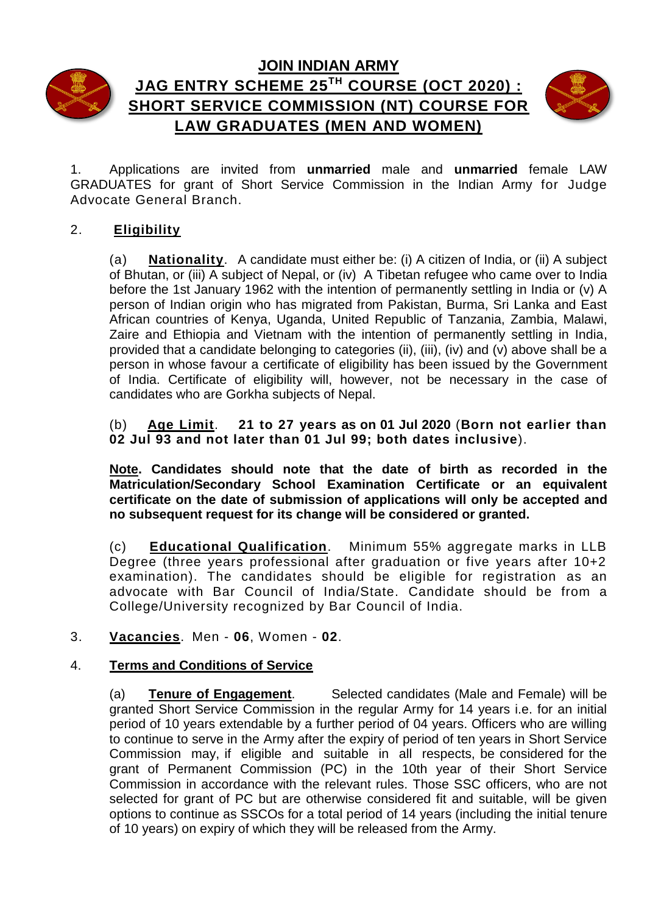# JOIN INDIAN ARMY
# JAG ENTRY SCHEME 25TH COURSE (OCT 2020) : SHORT SERVICE COMMISSION (NT) COURSE FOR LAW GRADUATES (MEN AND WOMEN)

1. Applications are invited from **unmarried** male and **unmarried** female LAW GRADUATES for grant of Short Service Commission in the Indian Army for Judge Advocate General Branch.

2. **Eligibility**

(a) **Nationality**. A candidate must either be: (i) A citizen of India, or (ii) A subject of Bhutan, or (iii) A subject of Nepal, or (iv) A Tibetan refugee who came over to India before the 1st January 1962 with the intention of permanently settling in India or (v) A person of Indian origin who has migrated from Pakistan, Burma, Sri Lanka and East African countries of Kenya, Uganda, United Republic of Tanzania, Zambia, Malawi, Zaire and Ethiopia and Vietnam with the intention of permanently settling in India, provided that a candidate belonging to categories (ii), (iii), (iv) and (v) above shall be a person in whose favour a certificate of eligibility has been issued by the Government of India. Certificate of eligibility will, however, not be necessary in the case of candidates who are Gorkha subjects of Nepal.

(b) **Age Limit**. **21 to 27 years as on 01 Jul 2020** (**Born not earlier than 02 Jul 93 and not later than 01 Jul 99; both dates inclusive**).

**Note. Candidates should note that the date of birth as recorded in the Matriculation/Secondary School Examination Certificate or an equivalent certificate on the date of submission of applications will only be accepted and no subsequent request for its change will be considered or granted.**

(c) **Educational Qualification**. Minimum 55% aggregate marks in LLB Degree (three years professional after graduation or five years after 10+2 examination). The candidates should be eligible for registration as an advocate with Bar Council of India/State. Candidate should be from a College/University recognized by Bar Council of India.

3. **Vacancies**. Men - **06**, Women - **02**.

4. **Terms and Conditions of Service**

(a) **Tenure of Engagement**. Selected candidates (Male and Female) will be granted Short Service Commission in the regular Army for 14 years i.e. for an initial period of 10 years extendable by a further period of 04 years. Officers who are willing to continue to serve in the Army after the expiry of period of ten years in Short Service Commission may, if eligible and suitable in all respects, be considered for the grant of Permanent Commission (PC) in the 10th year of their Short Service Commission in accordance with the relevant rules. Those SSC officers, who are not selected for grant of PC but are otherwise considered fit and suitable, will be given options to continue as SSCOs for a total period of 14 years (including the initial tenure of 10 years) on expiry of which they will be released from the Army.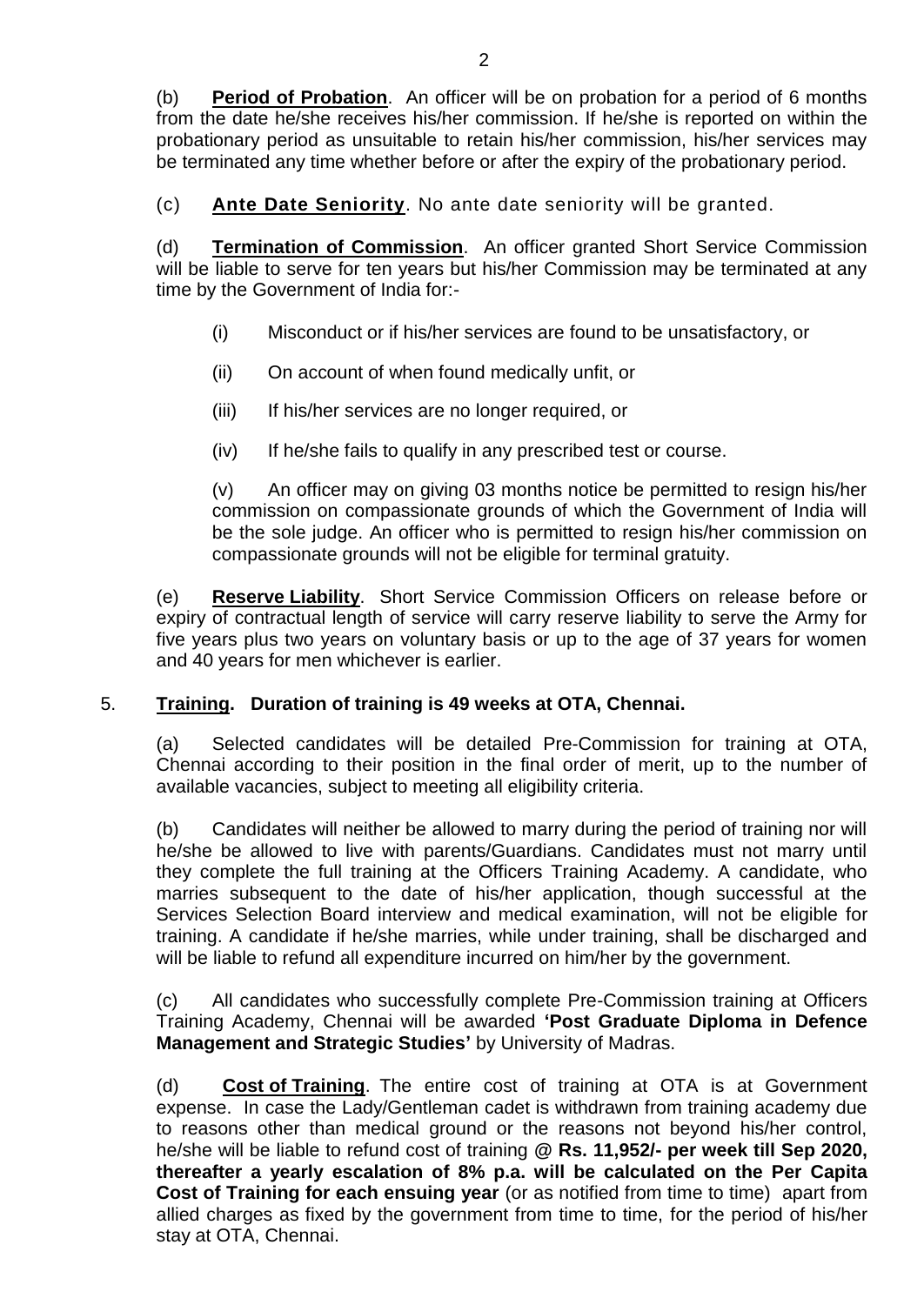(b) **Period of Probation**. An officer will be on probation for a period of 6 months from the date he/she receives his/her commission. If he/she is reported on within the probationary period as unsuitable to retain his/her commission, his/her services may be terminated any time whether before or after the expiry of the probationary period.

(c) **Ante Date Seniority**. No ante date seniority will be granted.

(d) **Termination of Commission**. An officer granted Short Service Commission will be liable to serve for ten years but his/her Commission may be terminated at any time by the Government of India for:-

(i) Misconduct or if his/her services are found to be unsatisfactory, or

(ii) On account of when found medically unfit, or

(iii) If his/her services are no longer required, or

(iv) If he/she fails to qualify in any prescribed test or course.

(v) An officer may on giving 03 months notice be permitted to resign his/her commission on compassionate grounds of which the Government of India will be the sole judge. An officer who is permitted to resign his/her commission on compassionate grounds will not be eligible for terminal gratuity.

(e) **Reserve Liability**. Short Service Commission Officers on release before or expiry of contractual length of service will carry reserve liability to serve the Army for five years plus two years on voluntary basis or up to the age of 37 years for women and 40 years for men whichever is earlier.

5. **Training. Duration of training is 49 weeks at OTA, Chennai.**

(a) Selected candidates will be detailed Pre-Commission for training at OTA, Chennai according to their position in the final order of merit, up to the number of available vacancies, subject to meeting all eligibility criteria.

(b) Candidates will neither be allowed to marry during the period of training nor will he/she be allowed to live with parents/Guardians. Candidates must not marry until they complete the full training at the Officers Training Academy. A candidate, who marries subsequent to the date of his/her application, though successful at the Services Selection Board interview and medical examination, will not be eligible for training. A candidate if he/she marries, while under training, shall be discharged and will be liable to refund all expenditure incurred on him/her by the government.

(c) All candidates who successfully complete Pre-Commission training at Officers Training Academy, Chennai will be awarded **'Post Graduate Diploma in Defence Management and Strategic Studies'** by University of Madras.

(d) **Cost of Training**. The entire cost of training at OTA is at Government expense. In case the Lady/Gentleman cadet is withdrawn from training academy due to reasons other than medical ground or the reasons not beyond his/her control, he/she will be liable to refund cost of training @ **Rs. 11,952/- per week till Sep 2020, thereafter a yearly escalation of 8% p.a. will be calculated on the Per Capita Cost of Training for each ensuing year** (or as notified from time to time) apart from allied charges as fixed by the government from time to time, for the period of his/her stay at OTA, Chennai.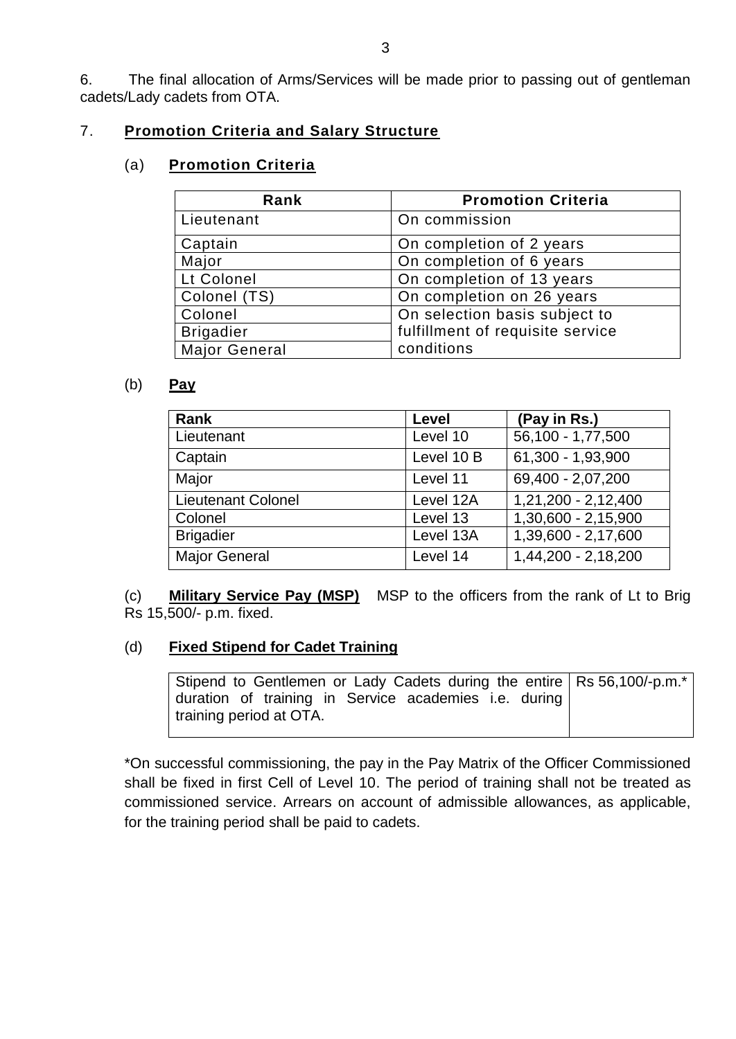6. The final allocation of Arms/Services will be made prior to passing out of gentleman cadets/Lady cadets from OTA.

7. **Promotion Criteria and Salary Structure**

(a) **Promotion Criteria**

| Rank | Promotion Criteria |
|---|---|
| Lieutenant | On commission |
| Captain | On completion of 2 years |
| Major | On completion of 6 years |
| Lt Colonel | On completion of 13 years |
| Colonel (TS) | On completion on 26 years |
| Colonel | On selection basis subject to fulfillment of requisite service conditions |
| Brigadier | |
| Major General | |

(b) **Pay**

| Rank | Level | (Pay in Rs.) |
|---|---|---|
| Lieutenant | Level 10 | 56,100 - 1,77,500 |
| Captain | Level 10 B | 61,300 - 1,93,900 |
| Major | Level 11 | 69,400 - 2,07,200 |
| Lieutenant Colonel | Level 12A | 1,21,200 - 2,12,400 |
| Colonel | Level 13 | 1,30,600 - 2,15,900 |
| Brigadier | Level 13A | 1,39,600 - 2,17,600 |
| Major General | Level 14 | 1,44,200 - 2,18,200 |

(c) **Military Service Pay (MSP)** MSP to the officers from the rank of Lt to Brig Rs 15,500/- p.m. fixed.

(d) **Fixed Stipend for Cadet Training**

| Stipend to Gentlemen or Lady Cadets during the entire duration of training in Service academies i.e. during training period at OTA. | Rs 56,100/-p.m.* |
|---|---|

*On successful commissioning, the pay in the Pay Matrix of the Officer Commissioned shall be fixed in first Cell of Level 10. The period of training shall not be treated as commissioned service. Arrears on account of admissible allowances, as applicable, for the training period shall be paid to cadets.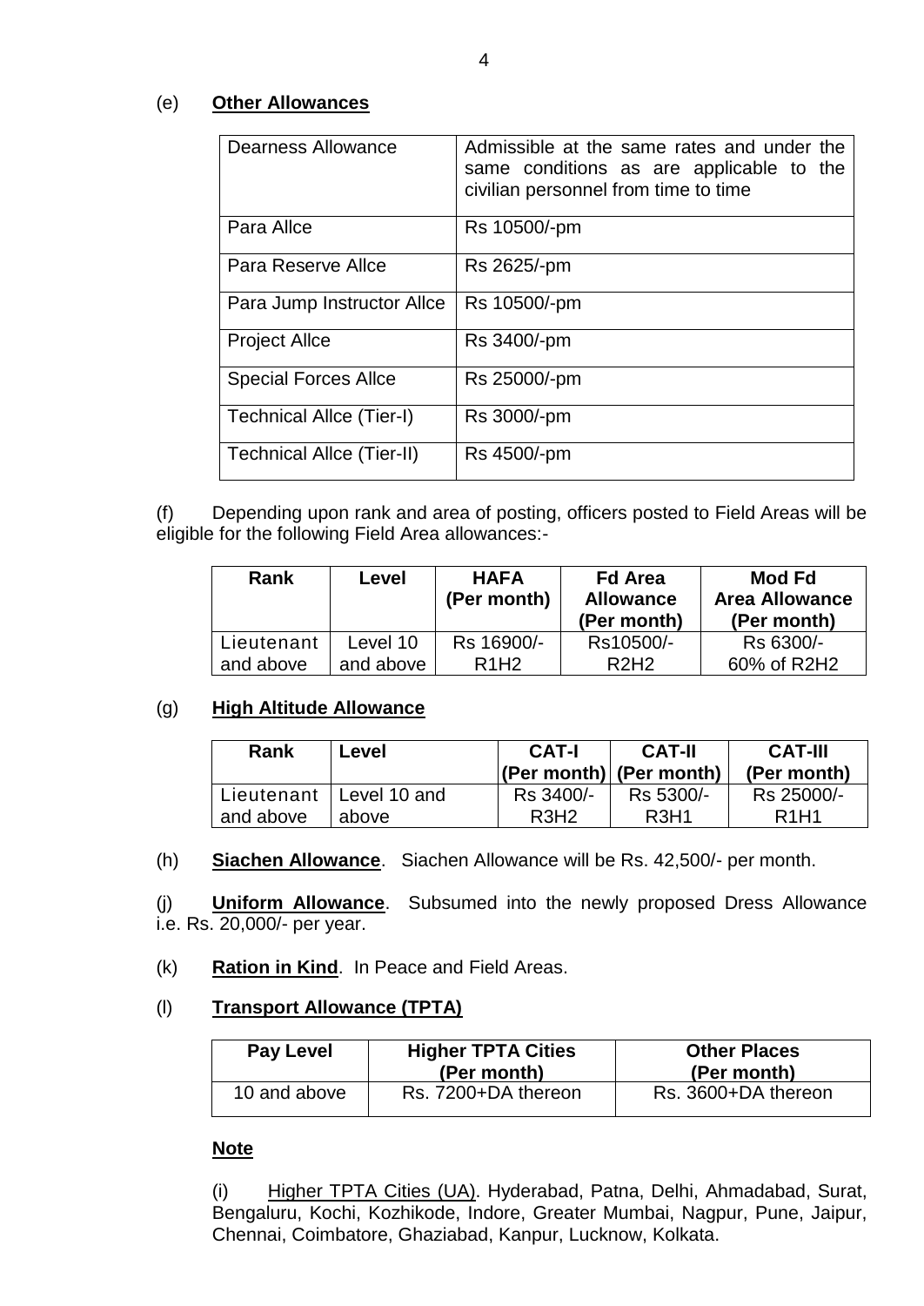(e) **Other Allowances**

| Dearness Allowance | Admissible at the same rates and under the same conditions as are applicable to the civilian personnel from time to time |
|---|---|
| Para Allce | Rs 10500/-pm |
| Para Reserve Allce | Rs 2625/-pm |
| Para Jump Instructor Allce | Rs 10500/-pm |
| Project Allce | Rs 3400/-pm |
| Special Forces Allce | Rs 25000/-pm |
| Technical Allce (Tier-I) | Rs 3000/-pm |
| Technical Allce (Tier-II) | Rs 4500/-pm |

(f) Depending upon rank and area of posting, officers posted to Field Areas will be eligible for the following Field Area allowances:-

| Rank | Level | HAFA (Per month) | Fd Area Allowance (Per month) | Mod Fd Area Allowance (Per month) |
|---|---|---|---|---|
| Lieutenant and above | Level 10 and above | Rs 16900/- R1H2 | Rs10500/- R2H2 | Rs 6300/- 60% of R2H2 |

(g) **High Altitude Allowance**

| Rank | Level | CAT-I (Per month) | CAT-II (Per month) | CAT-III (Per month) |
|---|---|---|---|---|
| Lieutenant and above | Level 10 and above | Rs 3400/- R3H2 | Rs 5300/- R3H1 | Rs 25000/- R1H1 |

(h) **Siachen Allowance**. Siachen Allowance will be Rs. 42,500/- per month.

(j) **Uniform Allowance**. Subsumed into the newly proposed Dress Allowance i.e. Rs. 20,000/- per year.

(k) **Ration in Kind**. In Peace and Field Areas.

(l) **Transport Allowance (TPTA)**

| Pay Level | Higher TPTA Cities (Per month) | Other Places (Per month) |
|---|---|---|
| 10 and above | Rs. 7200+DA thereon | Rs. 3600+DA thereon |

**Note**

(i) Higher TPTA Cities (UA). Hyderabad, Patna, Delhi, Ahmadabad, Surat, Bengaluru, Kochi, Kozhikode, Indore, Greater Mumbai, Nagpur, Pune, Jaipur, Chennai, Coimbatore, Ghaziabad, Kanpur, Lucknow, Kolkata.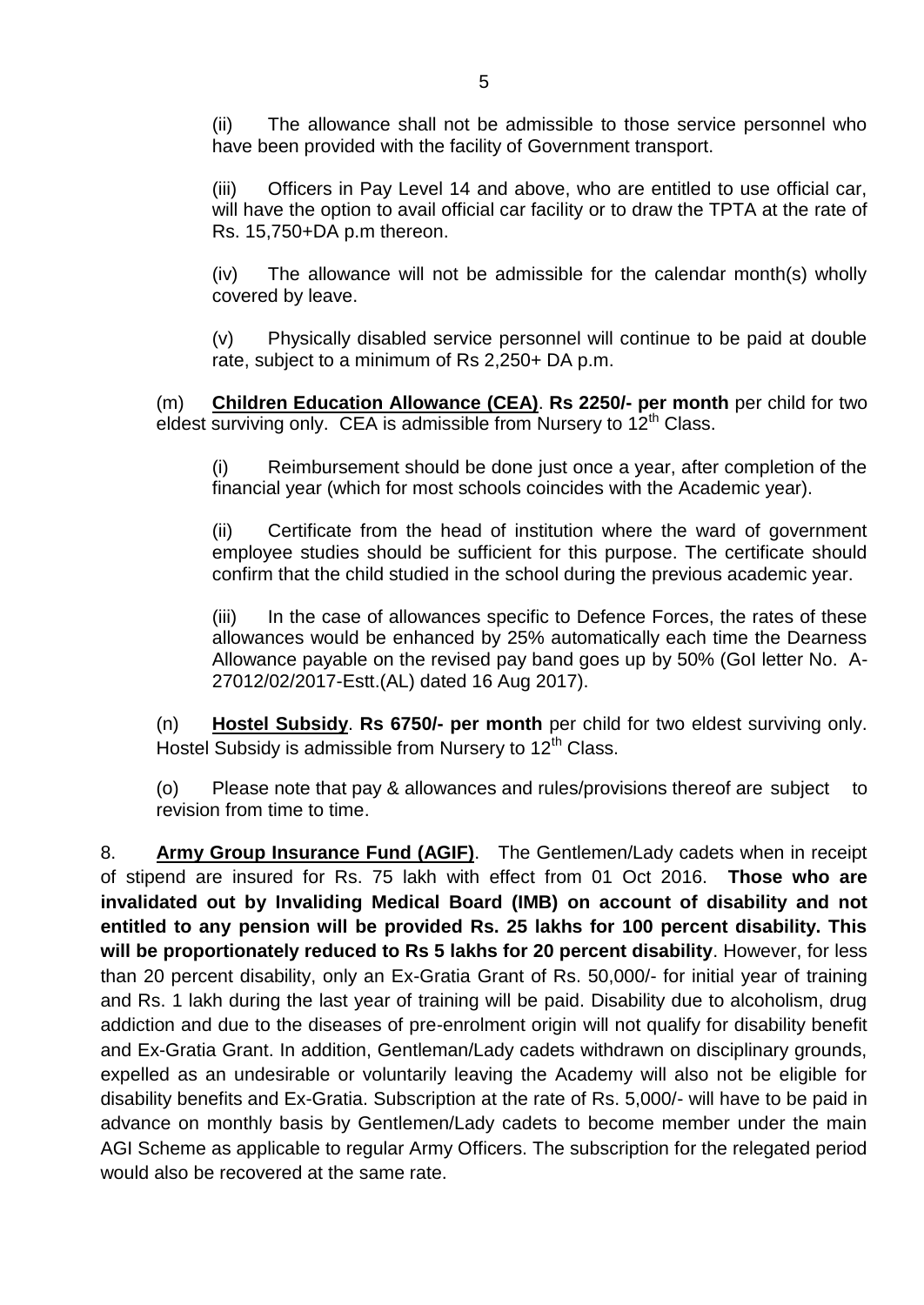(ii) The allowance shall not be admissible to those service personnel who have been provided with the facility of Government transport.

(iii) Officers in Pay Level 14 and above, who are entitled to use official car, will have the option to avail official car facility or to draw the TPTA at the rate of Rs. 15,750+DA p.m thereon.

(iv) The allowance will not be admissible for the calendar month(s) wholly covered by leave.

(v) Physically disabled service personnel will continue to be paid at double rate, subject to a minimum of Rs 2,250+ DA p.m.

(m) **Children Education Allowance (CEA)**. **Rs 2250/- per month** per child for two eldest surviving only. CEA is admissible from Nursery to 12th Class.

(i) Reimbursement should be done just once a year, after completion of the financial year (which for most schools coincides with the Academic year).

(ii) Certificate from the head of institution where the ward of government employee studies should be sufficient for this purpose. The certificate should confirm that the child studied in the school during the previous academic year.

(iii) In the case of allowances specific to Defence Forces, the rates of these allowances would be enhanced by 25% automatically each time the Dearness Allowance payable on the revised pay band goes up by 50% (GoI letter No. A-27012/02/2017-Estt.(AL) dated 16 Aug 2017).

(n) **Hostel Subsidy**. **Rs 6750/- per month** per child for two eldest surviving only. Hostel Subsidy is admissible from Nursery to 12th Class.

(o) Please note that pay & allowances and rules/provisions thereof are subject to revision from time to time.

8. **Army Group Insurance Fund (AGIF)**. The Gentlemen/Lady cadets when in receipt of stipend are insured for Rs. 75 lakh with effect from 01 Oct 2016. **Those who are invalidated out by Invaliding Medical Board (IMB) on account of disability and not entitled to any pension will be provided Rs. 25 lakhs for 100 percent disability. This will be proportionately reduced to Rs 5 lakhs for 20 percent disability**. However, for less than 20 percent disability, only an Ex-Gratia Grant of Rs. 50,000/- for initial year of training and Rs. 1 lakh during the last year of training will be paid. Disability due to alcoholism, drug addiction and due to the diseases of pre-enrolment origin will not qualify for disability benefit and Ex-Gratia Grant. In addition, Gentleman/Lady cadets withdrawn on disciplinary grounds, expelled as an undesirable or voluntarily leaving the Academy will also not be eligible for disability benefits and Ex-Gratia. Subscription at the rate of Rs. 5,000/- will have to be paid in advance on monthly basis by Gentlemen/Lady cadets to become member under the main AGI Scheme as applicable to regular Army Officers. The subscription for the relegated period would also be recovered at the same rate.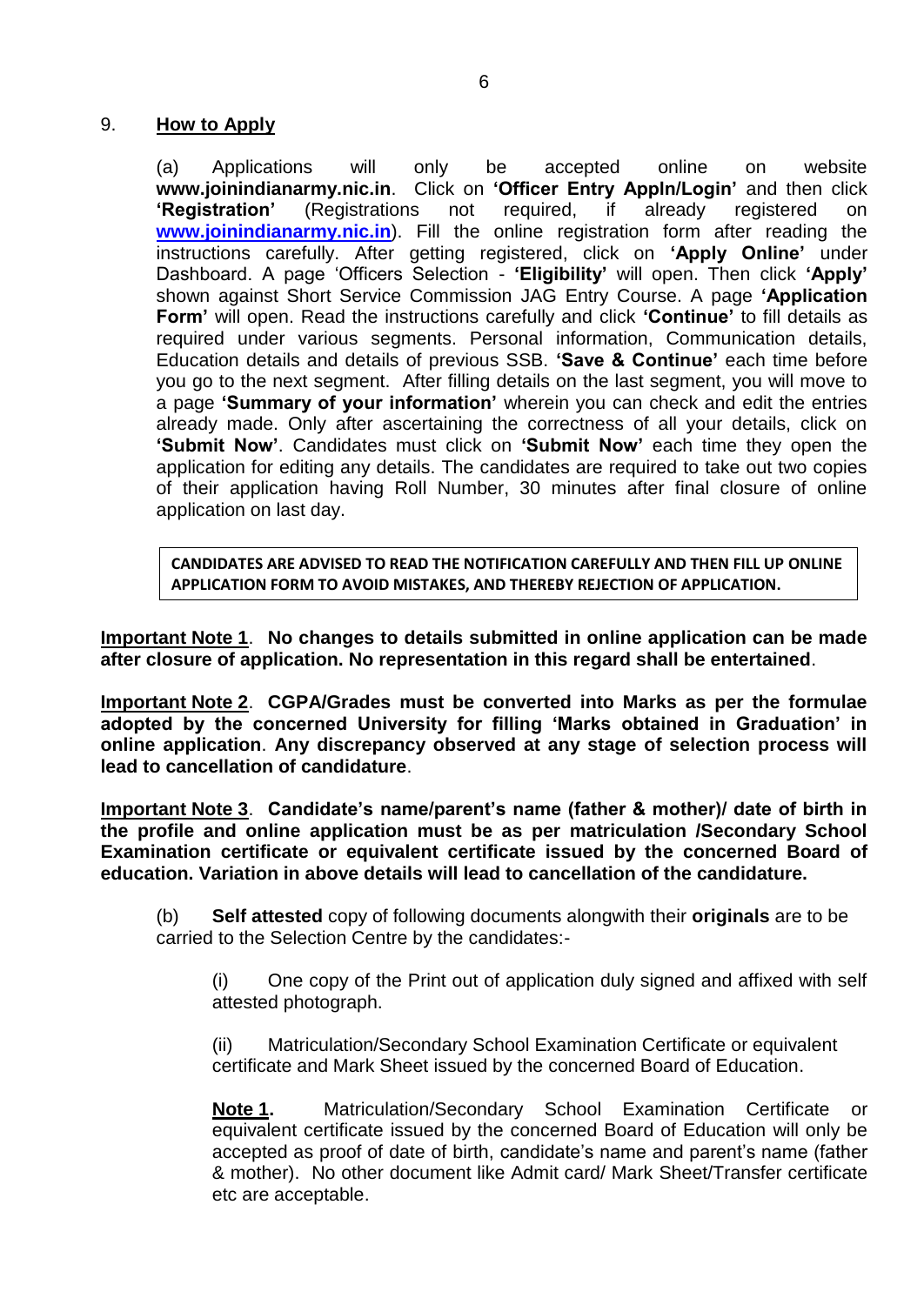## 9. **How to Apply**

(a) Applications will only be accepted online on website **www.joinindianarmy.nic.in**. Click on **'Officer Entry Appln/Login'** and then click **'Registration'** (Registrations not required, if already registered on **www.joinindianarmy.nic.in**). Fill the online registration form after reading the instructions carefully. After getting registered, click on **'Apply Online'** under Dashboard. A page 'Officers Selection - **'Eligibility'** will open. Then click **'Apply'** shown against Short Service Commission JAG Entry Course. A page **'Application Form'** will open. Read the instructions carefully and click **'Continue'** to fill details as required under various segments. Personal information, Communication details, Education details and details of previous SSB. **'Save & Continue'** each time before you go to the next segment. After filling details on the last segment, you will move to a page **'Summary of your information'** wherein you can check and edit the entries already made. Only after ascertaining the correctness of all your details, click on **'Submit Now'**. Candidates must click on **'Submit Now'** each time they open the application for editing any details. The candidates are required to take out two copies of their application having Roll Number, 30 minutes after final closure of online application on last day.

**CANDIDATES ARE ADVISED TO READ THE NOTIFICATION CAREFULLY AND THEN FILL UP ONLINE APPLICATION FORM TO AVOID MISTAKES, AND THEREBY REJECTION OF APPLICATION.**

**Important Note 1**. **No changes to details submitted in online application can be made after closure of application. No representation in this regard shall be entertained**.

**Important Note 2**. **CGPA/Grades must be converted into Marks as per the formulae adopted by the concerned University for filling 'Marks obtained in Graduation' in online application**. **Any discrepancy observed at any stage of selection process will lead to cancellation of candidature**.

**Important Note 3**. **Candidate's name/parent's name (father & mother)/ date of birth in the profile and online application must be as per matriculation /Secondary School Examination certificate or equivalent certificate issued by the concerned Board of education. Variation in above details will lead to cancellation of the candidature.**

(b) **Self attested** copy of following documents alongwith their **originals** are to be carried to the Selection Centre by the candidates:-

(i) One copy of the Print out of application duly signed and affixed with self attested photograph.

(ii) Matriculation/Secondary School Examination Certificate or equivalent certificate and Mark Sheet issued by the concerned Board of Education.

**Note 1.** Matriculation/Secondary School Examination Certificate or equivalent certificate issued by the concerned Board of Education will only be accepted as proof of date of birth, candidate's name and parent's name (father & mother). No other document like Admit card/ Mark Sheet/Transfer certificate etc are acceptable.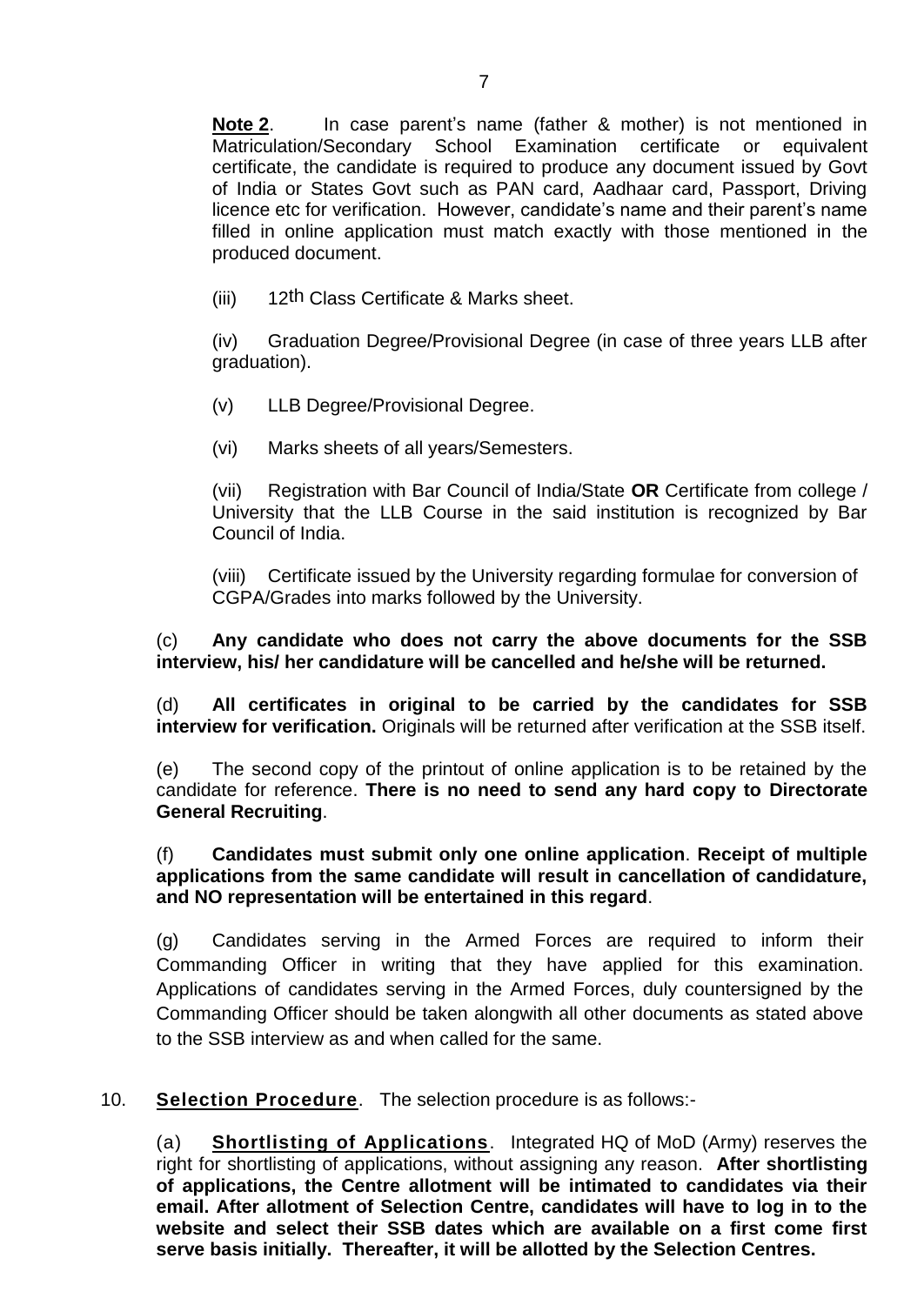**Note 2**. In case parent's name (father & mother) is not mentioned in Matriculation/Secondary School Examination certificate or equivalent certificate, the candidate is required to produce any document issued by Govt of India or States Govt such as PAN card, Aadhaar card, Passport, Driving licence etc for verification. However, candidate's name and their parent's name filled in online application must match exactly with those mentioned in the produced document.

(iii) 12th Class Certificate & Marks sheet.

(iv) Graduation Degree/Provisional Degree (in case of three years LLB after graduation).

(v) LLB Degree/Provisional Degree.

(vi) Marks sheets of all years/Semesters.

(vii) Registration with Bar Council of India/State **OR** Certificate from college / University that the LLB Course in the said institution is recognized by Bar Council of India.

(viii) Certificate issued by the University regarding formulae for conversion of CGPA/Grades into marks followed by the University.

(c) **Any candidate who does not carry the above documents for the SSB interview, his/ her candidature will be cancelled and he/she will be returned.**

(d) **All certificates in original to be carried by the candidates for SSB interview for verification.** Originals will be returned after verification at the SSB itself.

(e) The second copy of the printout of online application is to be retained by the candidate for reference. **There is no need to send any hard copy to Directorate General Recruiting**.

(f) **Candidates must submit only one online application**. **Receipt of multiple applications from the same candidate will result in cancellation of candidature, and NO representation will be entertained in this regard**.

(g) Candidates serving in the Armed Forces are required to inform their Commanding Officer in writing that they have applied for this examination. Applications of candidates serving in the Armed Forces, duly countersigned by the Commanding Officer should be taken alongwith all other documents as stated above to the SSB interview as and when called for the same.

10. **Selection Procedure**. The selection procedure is as follows:-

(a) **Shortlisting of Applications**. Integrated HQ of MoD (Army) reserves the right for shortlisting of applications, without assigning any reason. **After shortlisting of applications, the Centre allotment will be intimated to candidates via their email. After allotment of Selection Centre, candidates will have to log in to the website and select their SSB dates which are available on a first come first serve basis initially. Thereafter, it will be allotted by the Selection Centres.**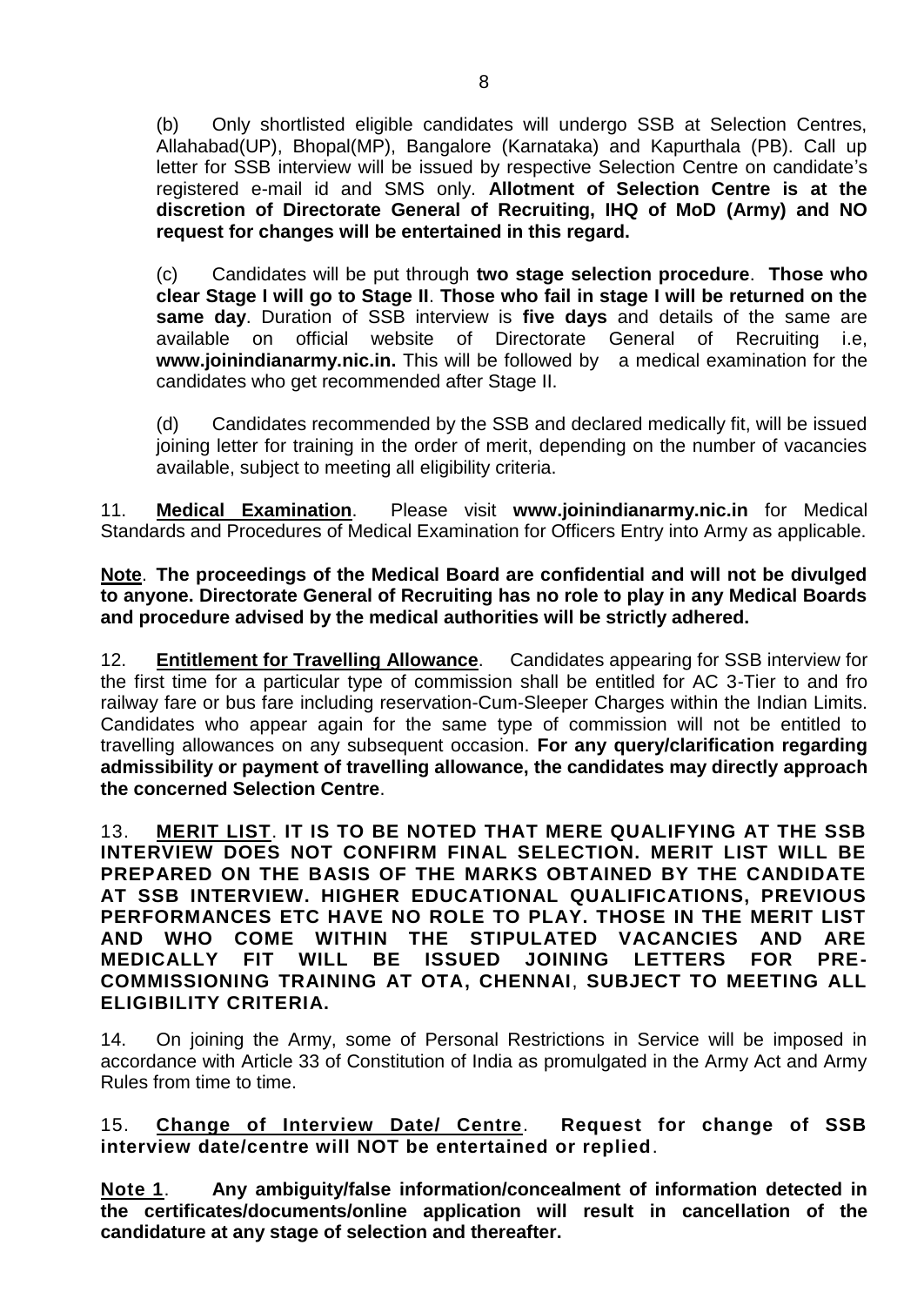(b) Only shortlisted eligible candidates will undergo SSB at Selection Centres, Allahabad(UP), Bhopal(MP), Bangalore (Karnataka) and Kapurthala (PB). Call up letter for SSB interview will be issued by respective Selection Centre on candidate's registered e-mail id and SMS only. **Allotment of Selection Centre is at the discretion of Directorate General of Recruiting, IHQ of MoD (Army) and NO request for changes will be entertained in this regard.**

(c) Candidates will be put through **two stage selection procedure**. **Those who clear Stage I will go to Stage II**. **Those who fail in stage I will be returned on the same day**. Duration of SSB interview is **five days** and details of the same are available on official website of Directorate General of Recruiting i.e, **www.joinindianarmy.nic.in.** This will be followed by a medical examination for the candidates who get recommended after Stage II.

(d) Candidates recommended by the SSB and declared medically fit, will be issued joining letter for training in the order of merit, depending on the number of vacancies available, subject to meeting all eligibility criteria.

11. **Medical Examination**. Please visit **www.joinindianarmy.nic.in** for Medical Standards and Procedures of Medical Examination for Officers Entry into Army as applicable.

**Note**. **The proceedings of the Medical Board are confidential and will not be divulged to anyone. Directorate General of Recruiting has no role to play in any Medical Boards and procedure advised by the medical authorities will be strictly adhered.**

12. **Entitlement for Travelling Allowance**. Candidates appearing for SSB interview for the first time for a particular type of commission shall be entitled for AC 3-Tier to and fro railway fare or bus fare including reservation-Cum-Sleeper Charges within the Indian Limits. Candidates who appear again for the same type of commission will not be entitled to travelling allowances on any subsequent occasion. **For any query/clarification regarding admissibility or payment of travelling allowance, the candidates may directly approach the concerned Selection Centre**.

13. **MERIT LIST**. **IT IS TO BE NOTED THAT MERE QUALIFYING AT THE SSB INTERVIEW DOES NOT CONFIRM FINAL SELECTION. MERIT LIST WILL BE PREPARED ON THE BASIS OF THE MARKS OBTAINED BY THE CANDIDATE AT SSB INTERVIEW. HIGHER EDUCATIONAL QUALIFICATIONS, PREVIOUS PERFORMANCES ETC HAVE NO ROLE TO PLAY. THOSE IN THE MERIT LIST AND WHO COME WITHIN THE STIPULATED VACANCIES AND ARE MEDICALLY FIT WILL BE ISSUED JOINING LETTERS FOR PRE-COMMISSIONING TRAINING AT OTA, CHENNAI**, **SUBJECT TO MEETING ALL ELIGIBILITY CRITERIA.**

14. On joining the Army, some of Personal Restrictions in Service will be imposed in accordance with Article 33 of Constitution of India as promulgated in the Army Act and Army Rules from time to time.

15. **Change of Interview Date/ Centre**. **Request for change of SSB interview date/centre will NOT be entertained or replied**.

**Note 1**. **Any ambiguity/false information/concealment of information detected in the certificates/documents/online application will result in cancellation of the candidature at any stage of selection and thereafter.**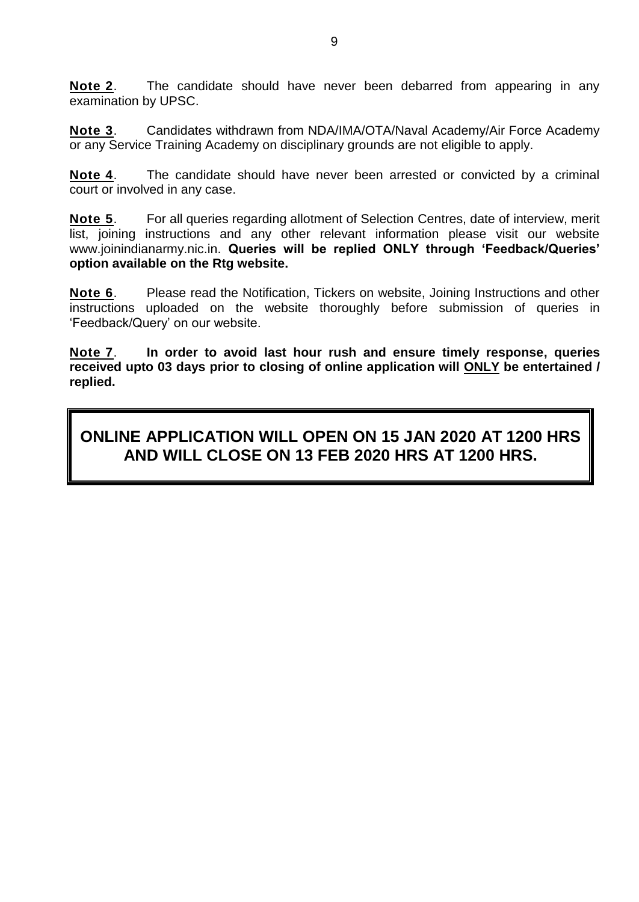**Note 2**. The candidate should have never been debarred from appearing in any examination by UPSC.

**Note 3**. Candidates withdrawn from NDA/IMA/OTA/Naval Academy/Air Force Academy or any Service Training Academy on disciplinary grounds are not eligible to apply.

**Note 4**. The candidate should have never been arrested or convicted by a criminal court or involved in any case.

**Note 5**. For all queries regarding allotment of Selection Centres, date of interview, merit list, joining instructions and any other relevant information please visit our website www.joinindianarmy.nic.in. **Queries will be replied ONLY through 'Feedback/Queries' option available on the Rtg website.**

**Note 6**. Please read the Notification, Tickers on website, Joining Instructions and other instructions uploaded on the website thoroughly before submission of queries in 'Feedback/Query' on our website.

**Note 7**. **In order to avoid last hour rush and ensure timely response, queries received upto 03 days prior to closing of online application will ONLY be entertained / replied.**

**ONLINE APPLICATION WILL OPEN ON 15 JAN 2020 AT 1200 HRS AND WILL CLOSE ON 13 FEB 2020 HRS AT 1200 HRS.**